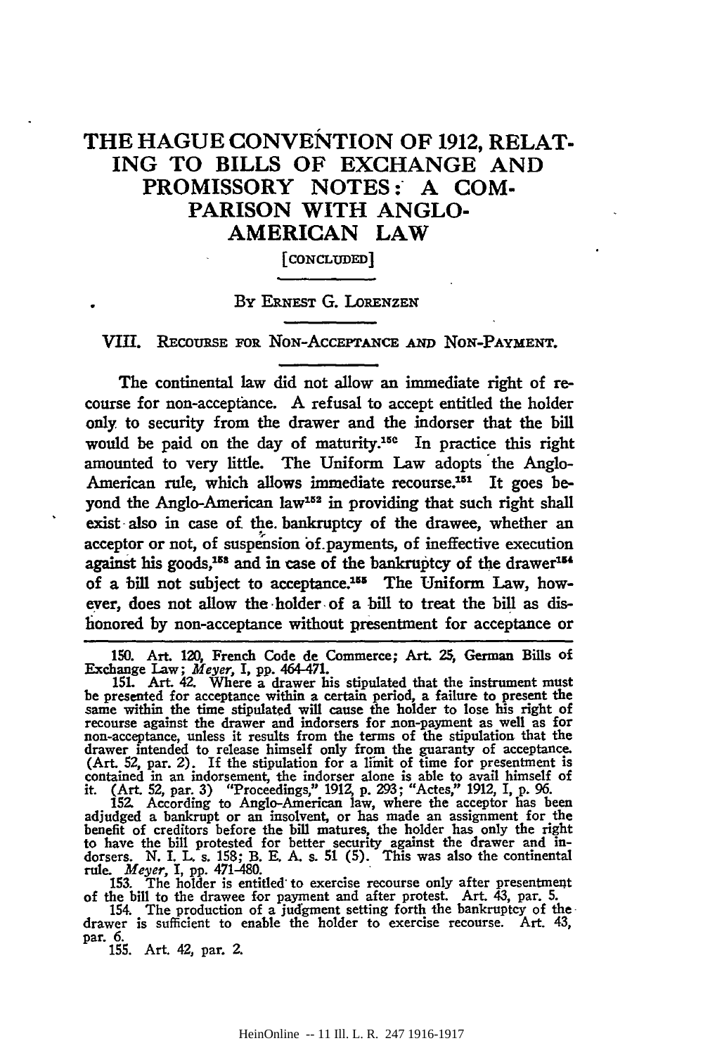# THE HAGUE CONVENTION OF 1912, RELATING TO BILLS OF EXCHANGE AND PROMISSORY NOTES: A COMPARISON WITH ANGLO-AMERICAN LAW

[CONCLUDED]

By Ernest G. Lorenzen

## VIII. Recourse for Non-Acceptance and Non-Payment.

The continental law did not allow an immediate right of recourse for non-acceptance. A refusal to accept entitled the holder only to security from the drawer and the indorser that the bill would be paid on the day of maturity.[150] In practice this right amounted to very little. The Uniform Law adopts the Anglo-American rule, which allows immediate recourse.[151] It goes beyond the Anglo-American law[152] in providing that such right shall exist also in case of the bankruptcy of the drawee, whether an acceptor or not, of suspension of payments, of ineffective execution against his goods,[153] and in case of the bankruptcy of the drawer[154] of a bill not subject to acceptance.[155] The Uniform Law, however, does not allow the holder of a bill to treat the bill as dishonored by non-acceptance without presentment for acceptance or

---

150. Art. 120, French Code de Commerce; Art. 25, German Bills of Exchange Law; *Meyer*, I, pp. 464-471.

151. Art. 42. Where a drawer his stipulated that the instrument must be presented for acceptance within a certain period, a failure to present the same within the time stipulated will cause the holder to lose his right of recourse against the drawer and indorsers for non-payment as well as for non-acceptance, unless it results from the terms of the stipulation that the drawer intended to release himself only from the guaranty of acceptance. (Art. 52, par. 2). If the stipulation for a limit of time for presentment is contained in an indorsement, the indorser alone is able to avail himself of it. (Art. 52, par. 3) "Proceedings," 1912, p. 293; "Actes," 1912, I, p. 96.

152. According to Anglo-American law, where the acceptor has been adjudged a bankrupt or an insolvent, or has made an assignment for the benefit of creditors before the bill matures, the holder has only the right to have the bill protested for better security against the drawer and indorsers. N. I. L. s. 158; B. E. A. s. 51 (5). This was also the continental rule. *Meyer*, I, pp. 471-480.

153. The holder is entitled to exercise recourse only after presentment of the bill to the drawee for payment and after protest. Art. 43, par. 5.

154. The production of a judgment setting forth the bankruptcy of the drawer is sufficient to enable the holder to exercise recourse. Art. 43, par. 6.

155. Art. 42, par. 2.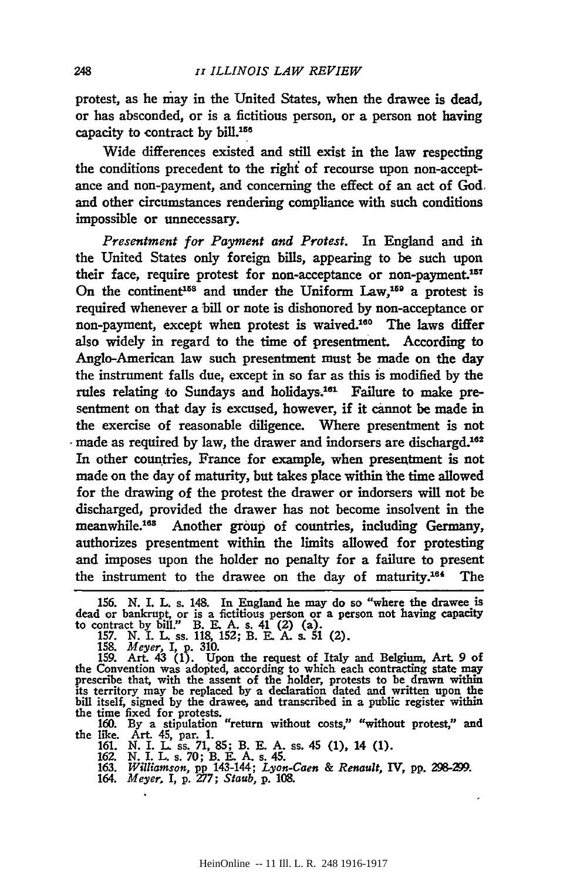protest, as he may in the United States, when the drawee is dead, or has absconded, or is a fictitious person, or a person not having capacity to contract by bill.[156]

Wide differences existed and still exist in the law respecting the conditions precedent to the right of recourse upon non-acceptance and non-payment, and concerning the effect of an act of God and other circumstances rendering compliance with such conditions impossible or unnecessary.

*Presentment for Payment and Protest.* In England and in the United States only foreign bills, appearing to be such upon their face, require protest for non-acceptance or non-payment.[157] On the continent[158] and under the Uniform Law,[159] a protest is required whenever a bill or note is dishonored by non-acceptance or non-payment, except when protest is waived.[160] The laws differ also widely in regard to the time of presentment. According to Anglo-American law such presentment must be made on the day the instrument falls due, except in so far as this is modified by the rules relating to Sundays and holidays.[161] Failure to make presentment on that day is excused, however, if it cannot be made in the exercise of reasonable diligence. Where presentment is not made as required by law, the drawer and indorsers are dischargd.[162] In other countries, France for example, when presentment is not made on the day of maturity, but takes place within the time allowed for the drawing of the protest the drawer or indorsers will not be discharged, provided the drawer has not become insolvent in the meanwhile.[163] Another group of countries, including Germany, authorizes presentment within the limits allowed for protesting and imposes upon the holder no penalty for a failure to present the instrument to the drawee on the day of maturity.[164] The

---

156. N. I. L. s. 148. In England he may do so "where the drawee is dead or bankrupt, or is a fictitious person or a person not having capacity to contract by bill." B. E. A. s. 41 (2) (a).

157. N. I. L. ss. 118, 152; B. E. A. s. 51 (2).

158. *Meyer*, I, p. 310.

159. Art. 43 (1). Upon the request of Italy and Belgium, Art. 9 of the Convention was adopted, according to which each contracting state may prescribe that, with the assent of the holder, protests to be drawn within its territory may be replaced by a declaration dated and written upon the bill itself, signed by the drawee, and transcribed in a public register within the time fixed for protests.

160. By a stipulation "return without costs," "without protest," and the like. Art. 45, par. 1.

161. N. I. L. ss. 71, 85; B. E. A. ss. 45 (1), 14 (1).

162. N. I. L. s. 70; B. E. A. s. 45.

163. *Williamson*, pp 143-144; *Lyon-Caen & Renault*, IV, pp. 298-299.

164. *Meyer*, I, p. 277; *Staub*, p. 108.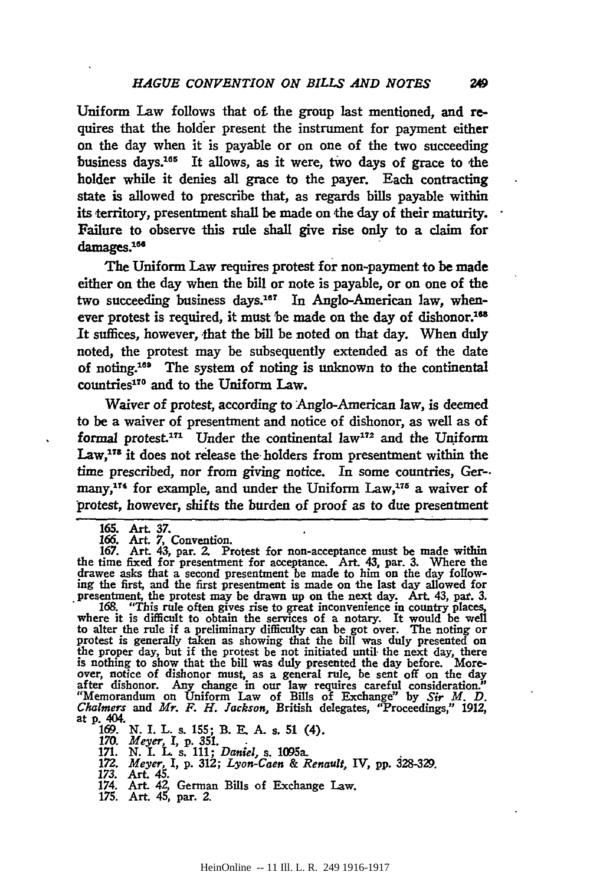Uniform Law follows that of the group last mentioned, and requires that the holder present the instrument for payment either on the day when it is payable or on one of the two succeeding business days.[165] It allows, as it were, two days of grace to the holder while it denies all grace to the payer. Each contracting state is allowed to prescribe that, as regards bills payable within its territory, presentment shall be made on the day of their maturity. Failure to observe this rule shall give rise only to a claim for damages.[166]

The Uniform Law requires protest for non-payment to be made either on the day when the bill or note is payable, or on one of the two succeeding business days.[167] In Anglo-American law, whenever protest is required, it must be made on the day of dishonor.[168] It suffices, however, that the bill be noted on that day. When duly noted, the protest may be subsequently extended as of the date of noting.[169] The system of noting is unknown to the continental countries[170] and to the Uniform Law.

Waiver of protest, according to Anglo-American law, is deemed to be a waiver of presentment and notice of dishonor, as well as of formal protest.[171] Under the continental law[172] and the Uniform Law,[173] it does not release the holders from presentment within the time prescribed, nor from giving notice. In some countries, Germany,[174] for example, and under the Uniform Law,[175] a waiver of protest, however, shifts the burden of proof as to due presentment

---

165. Art. 37.

166. Art. 7, Convention.

167. Art. 43, par. 2. Protest for non-acceptance must be made within the time fixed for presentment for acceptance. Art. 43, par. 3. Where the drawee asks that a second presentment be made to him on the day following the first, and the first presentment is made on the last day allowed for presentment, the protest may be drawn up on the next day. Art. 43, par. 3.

168. "This rule often gives rise to great inconvenience in country places, where it is difficult to obtain the services of a notary. It would be well to alter the rule if a preliminary difficulty can be got over. The noting or protest is generally taken as showing that the bill was duly presented on the proper day, but if the protest be not initiated until the next day, there is nothing to show that the bill was duly presented the day before. Moreover, notice of dishonor must, as a general rule, be sent off on the day after dishonor. Any change in our law requires careful consideration." "Memorandum on Uniform Law of Bills of Exchange" by *Sir M. D. Chalmers* and *Mr. F. H. Jackson*, British delegates, "Proceedings," 1912, at p. 404.

169. N. I. L. s. 155; B. E. A. s. 51 (4).

170. *Meyer*, I, p. 351.

171. N. I. L. s. 111; *Daniel*, s. 1095a.

172. *Meyer*, I, p. 312; *Lyon-Caen & Renault*, IV, pp. 328-329.

173. Art. 45.

174. Art. 42, German Bills of Exchange Law.

175. Art. 45, par. 2.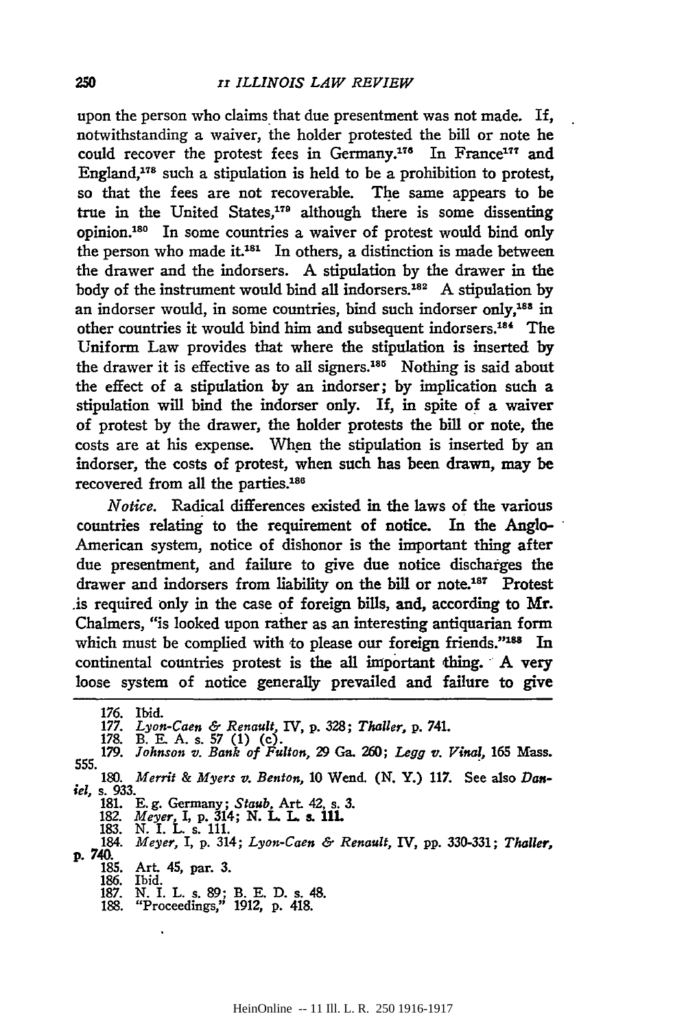upon the person who claims that due presentment was not made. If, notwithstanding a waiver, the holder protested the bill or note he could recover the protest fees in Germany.[176] In France[177] and England,[178] such a stipulation is held to be a prohibition to protest, so that the fees are not recoverable. The same appears to be true in the United States,[179] although there is some dissenting opinion.[180] In some countries a waiver of protest would bind only the person who made it.[181] In others, a distinction is made between the drawer and the indorsers. A stipulation by the drawer in the body of the instrument would bind all indorsers.[182] A stipulation by an indorser would, in some countries, bind such indorser only,[183] in other countries it would bind him and subsequent indorsers.[184] The Uniform Law provides that where the stipulation is inserted by the drawer it is effective as to all signers.[185] Nothing is said about the effect of a stipulation by an indorser; by implication such a stipulation will bind the indorser only. If, in spite of a waiver of protest by the drawer, the holder protests the bill or note, the costs are at his expense. When the stipulation is inserted by an indorser, the costs of protest, when such has been drawn, may be recovered from all the parties.[186]

*Notice.* Radical differences existed in the laws of the various countries relating to the requirement of notice. In the Anglo-American system, notice of dishonor is the important thing after due presentment, and failure to give due notice discharges the drawer and indorsers from liability on the bill or note.[187] Protest is required only in the case of foreign bills, and, according to Mr. Chalmers, "is looked upon rather as an interesting antiquarian form which must be complied with to please our foreign friends."[188] In continental countries protest is the all important thing. A very loose system of notice generally prevailed and failure to give

---

176. Ibid.
177. *Lyon-Caen & Renault*, IV, p. 328; *Thaller*, p. 741.
178. B. E. A. s. 57 (1) (c).
179. *Johnson v. Bank of Fulton*, 29 Ga. 260; *Legg v. Vinal*, 165 Mass. 555.
180. *Merrit & Myers v. Benton*, 10 Wend. (N. Y.) 117. See also *Daniel*, s. 933.
181. E. g. Germany; *Staub*, Art. 42, s. 3.
182. *Meyer*, I, p. 314; N. I. L. s. 111.
183. N. I. L. s. 111.
184. *Meyer*, I, p. 314; *Lyon-Caen & Renault*, IV, pp. 330-331; *Thaller*, p. 740.
185. Art. 45, par. 3.
186. Ibid.
187. N. I. L. s. 89; B. E. D. s. 48.
188. "Proceedings," 1912, p. 418.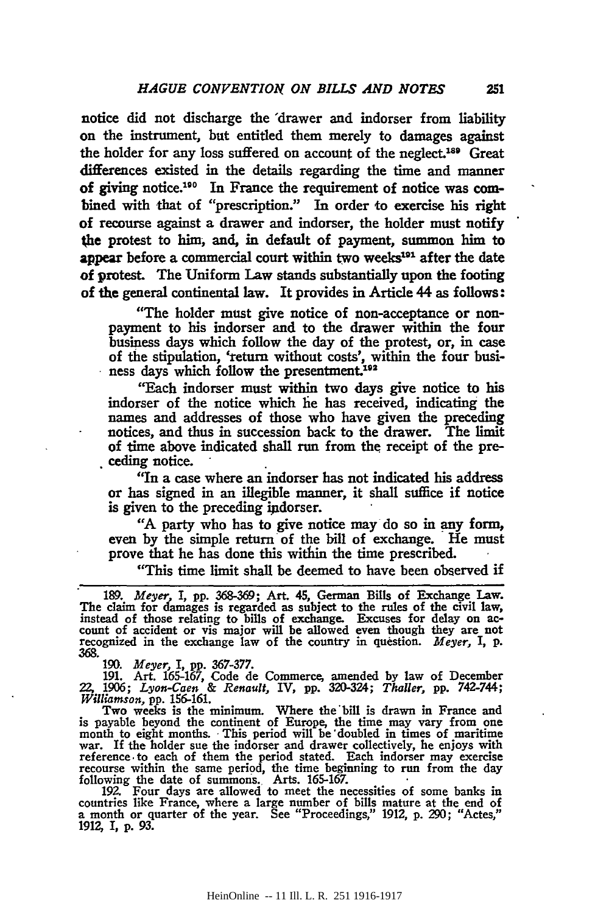notice did not discharge the drawer and indorser from liability on the instrument, but entitled them merely to damages against the holder for any loss suffered on account of the neglect.[189] Great differences existed in the details regarding the time and manner of giving notice.[190] In France the requirement of notice was combined with that of "prescription." In order to exercise his right of recourse against a drawer and indorser, the holder must notify the protest to him, and, in default of payment, summon him to appear before a commercial court within two weeks[191] after the date of protest. The Uniform Law stands substantially upon the footing of the general continental law. It provides in Article 44 as follows:

> "The holder must give notice of non-acceptance or non-payment to his indorser and to the drawer within the four business days which follow the day of the protest, or, in case of the stipulation, 'return without costs', within the four business days which follow the presentment.[192]
>
> "Each indorser must within two days give notice to his indorser of the notice which he has received, indicating the names and addresses of those who have given the preceding notices, and thus in succession back to the drawer. The limit of time above indicated shall run from the receipt of the preceding notice.
>
> "In a case where an indorser has not indicated his address or has signed in an illegible manner, it shall suffice if notice is given to the preceding indorser.
>
> "A party who has to give notice may do so in any form, even by the simple return of the bill of exchange. He must prove that he has done this within the time prescribed.
>
> "This time limit shall be deemed to have been observed if

---

189. *Meyer,* I, pp. 368-369; Art. 45, German Bills of Exchange Law. The claim for damages is regarded as subject to the rules of the civil law, instead of those relating to bills of exchange. Excuses for delay on account of accident or vis major will be allowed even though they are not recognized in the exchange law of the country in question. *Meyer,* I, p. 368.

190. *Meyer,* I, pp. 367-377.

191. Art. 165-167, Code de Commerce, amended by law of December 22, 1906; *Lyon-Caen* & *Renault,* IV, pp. 320-324; *Thaller,* pp. 742-744; *Williamson,* pp. 156-161.

Two weeks is the minimum. Where the bill is drawn in France and is payable beyond the continent of Europe, the time may vary from one month to eight months. This period will be doubled in times of maritime war. If the holder sue the indorser and drawer collectively, he enjoys with reference to each of them the period stated. Each indorser may exercise recourse within the same period, the time beginning to run from the day following the date of summons. Arts. 165-167.

192. Four days are allowed to meet the necessities of some banks in countries like France, where a large number of bills mature at the end of a month or quarter of the year. See "Proceedings," 1912, p. 290; "Actes," 1912, I, p. 93.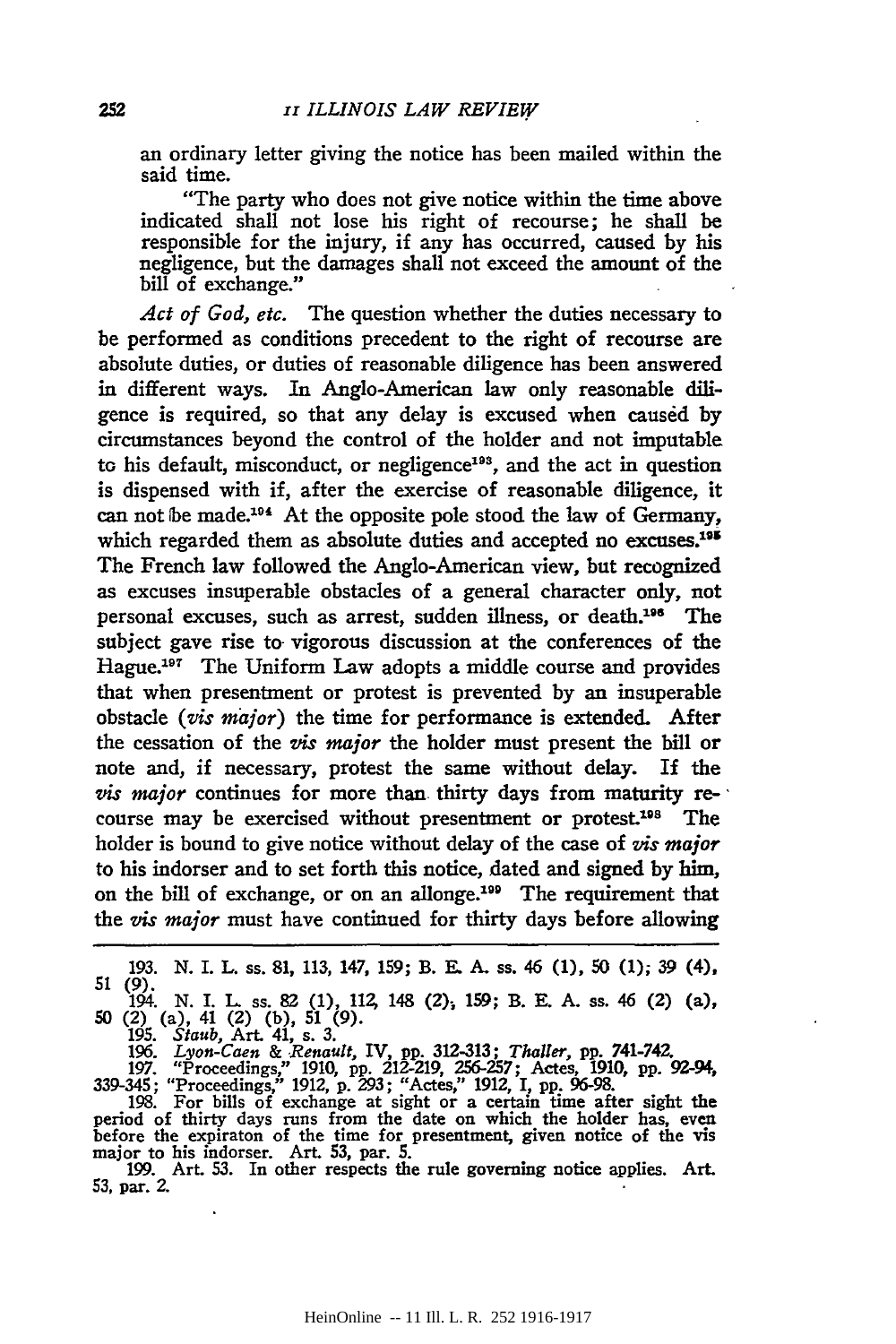an ordinary letter giving the notice has been mailed within the said time.

"The party who does not give notice within the time above indicated shall not lose his right of recourse; he shall be responsible for the injury, if any has occurred, caused by his negligence, but the damages shall not exceed the amount of the bill of exchange."

*Act of God, etc.* The question whether the duties necessary to be performed as conditions precedent to the right of recourse are absolute duties, or duties of reasonable diligence has been answered in different ways. In Anglo-American law only reasonable diligence is required, so that any delay is excused when caused by circumstances beyond the control of the holder and not imputable to his default, misconduct, or negligence[193], and the act in question is dispensed with if, after the exercise of reasonable diligence, it can not be made.[194] At the opposite pole stood the law of Germany, which regarded them as absolute duties and accepted no excuses.[195] The French law followed the Anglo-American view, but recognized as excuses insuperable obstacles of a general character only, not personal excuses, such as arrest, sudden illness, or death.[196] The subject gave rise to vigorous discussion at the conferences of the Hague.[197] The Uniform Law adopts a middle course and provides that when presentment or protest is prevented by an insuperable obstacle (*vis major*) the time for performance is extended. After the cessation of the *vis major* the holder must present the bill or note and, if necessary, protest the same without delay. If the *vis major* continues for more than thirty days from maturity recourse may be exercised without presentment or protest.[198] The holder is bound to give notice without delay of the case of *vis major* to his indorser and to set forth this notice, dated and signed by him, on the bill of exchange, or on an allonge.[199] The requirement that the *vis major* must have continued for thirty days before allowing

---

193. N. I. L. ss. 81, 113, 147, 159; B. E. A. ss. 46 (1), 50 (1); 39 (4), 51 (9).

194. N. I. L. ss. 82 (1), 112, 148 (2); 159; B. E. A. ss. 46 (2) (a), 50 (2) (a), 41 (2) (b), 51 (9).

195. *Staub*, Art. 41, s. 3.

196. *Lyon-Caen & Renault*, IV, pp. 312-313; *Thaller*, pp. 741-742.

197. "Proceedings," 1910, pp. 212-219, 256-257; Actes, 1910, pp. 92-94, 339-345; "Proceedings," 1912, p. 293; "Actes," 1912, I, pp. 96-98.

198. For bills of exchange at sight or a certain time after sight the period of thirty days runs from the date on which the holder has, even before the expiraton of the time for presentment, given notice of the vis major to his indorser. Art. 53, par. 5.

199. Art. 53. In other respects the rule governing notice applies. Art. 53, par. 2.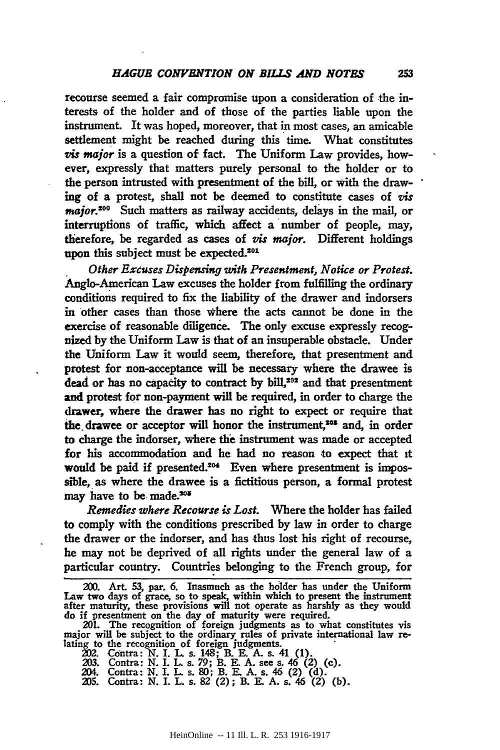recourse seemed a fair compromise upon a consideration of the interests of the holder and of those of the parties liable upon the instrument. It was hoped, moreover, that in most cases, an amicable settlement might be reached during this time. What constitutes *vis major* is a question of fact. The Uniform Law provides, however, expressly that matters purely personal to the holder or to the person intrusted with presentment of the bill, or with the drawing of a protest, shall not be deemed to constitute cases of *vis major*.[200] Such matters as railway accidents, delays in the mail, or interruptions of traffic, which affect a number of people, may, therefore, be regarded as cases of *vis major*. Different holdings upon this subject must be expected.[201]

*Other Excuses Dispensing with Presentment, Notice or Protest.* Anglo-American Law excuses the holder from fulfilling the ordinary conditions required to fix the liability of the drawer and indorsers in other cases than those where the acts cannot be done in the exercise of reasonable diligence. The only excuse expressly recognized by the Uniform Law is that of an insuperable obstacle. Under the Uniform Law it would seem, therefore, that presentment and protest for non-acceptance will be necessary where the drawee is dead or has no capacity to contract by bill,[202] and that presentment and protest for non-payment will be required, in order to charge the drawer, where the drawer has no right to expect or require that the drawee or acceptor will honor the instrument,[203] and, in order to charge the indorser, where the instrument was made or accepted for his accommodation and he had no reason to expect that it would be paid if presented.[204] Even where presentment is impossible, as where the drawee is a fictitious person, a formal protest may have to be made.[205]

*Remedies where Recourse is Lost.* Where the holder has failed to comply with the conditions prescribed by law in order to charge the drawer or the indorser, and has thus lost his right of recourse, he may not be deprived of all rights under the general law of a particular country. Countries belonging to the French group, for

---

200. Art. 53, par. 6. Inasmuch as the holder has under the Uniform Law two days of grace, so to speak, within which to present the instrument after maturity, these provisions will not operate as harshly as they would do if presentment on the day of maturity were required.

201. The recognition of foreign judgments as to what constitutes vis major will be subject to the ordinary rules of private international law relating to the recognition of foreign judgments.

202. Contra: N. I. L. s. 148; B. E. A. s. 41 (1).

203. Contra: N. I. L. s. 79; B. E. A. see s. 46 (2) (c).

204. Contra: N. I. L. s. 80; B. E. A. s. 46 (2) (d).

205. Contra: N. I. L. s. 82 (2); B. E. A. s. 46 (2) (b).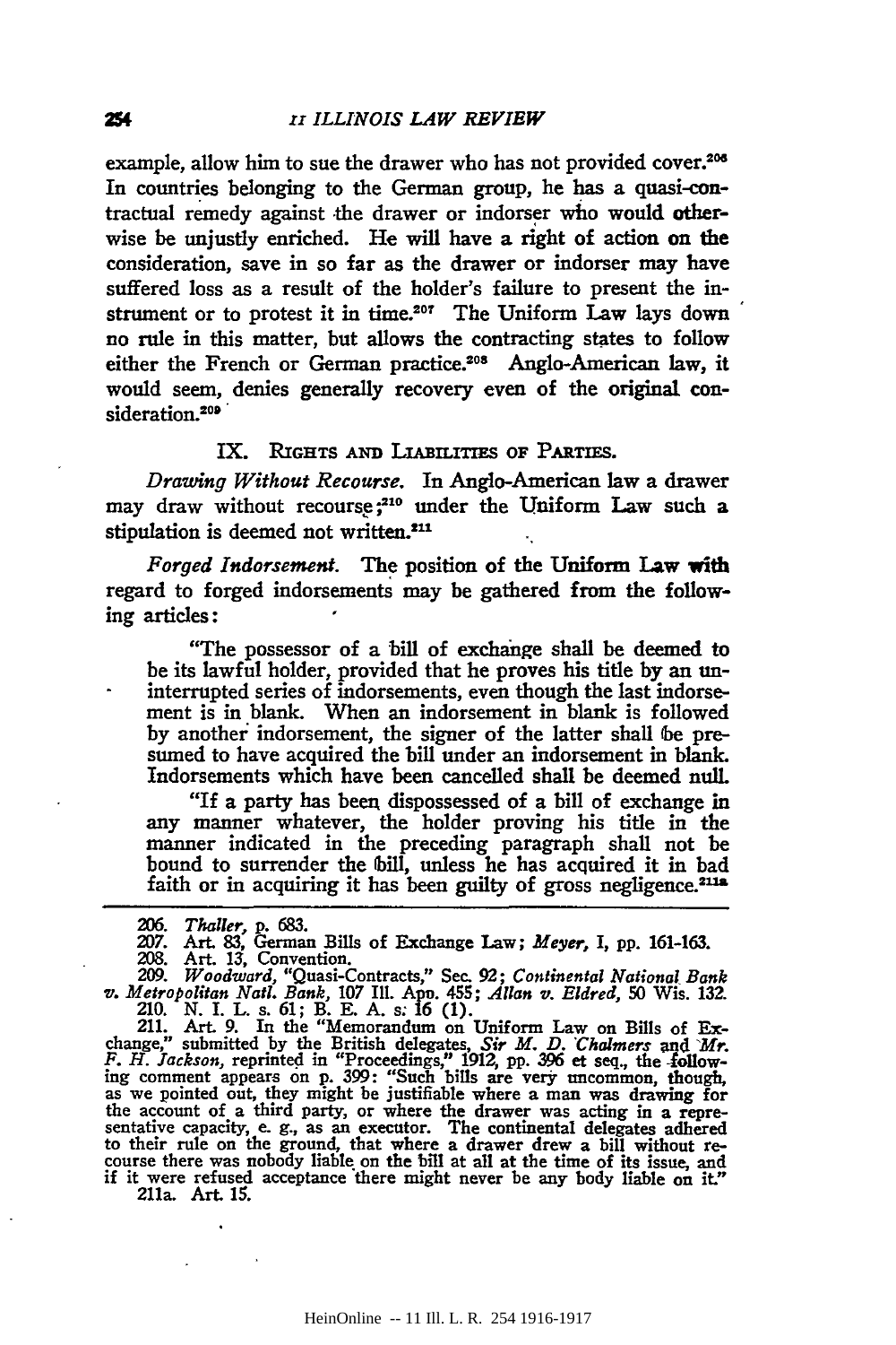example, allow him to sue the drawer who has not provided cover.[206] In countries belonging to the German group, he has a quasi-contractual remedy against the drawer or indorser who would otherwise be unjustly enriched. He will have a right of action on the consideration, save in so far as the drawer or indorser may have suffered loss as a result of the holder's failure to present the instrument or to protest it in time.[207] The Uniform Law lays down no rule in this matter, but allows the contracting states to follow either the French or German practice.[208] Anglo-American law, it would seem, denies generally recovery even of the original consideration.[209]

## IX. Rights and Liabilities of Parties.

*Drawing Without Recourse.* In Anglo-American law a drawer may draw without recourse;[210] under the Uniform Law such a stipulation is deemed not written.[211]

*Forged Indorsement.* The position of the Uniform Law with regard to forged indorsements may be gathered from the following articles:

> "The possessor of a bill of exchange shall be deemed to be its lawful holder, provided that he proves his title by an uninterrupted series of indorsements, even though the last indorsement is in blank. When an indorsement in blank is followed by another indorsement, the signer of the latter shall be presumed to have acquired the bill under an indorsement in blank. Indorsements which have been cancelled shall be deemed null.
>
> "If a party has been dispossessed of a bill of exchange in any manner whatever, the holder proving his title in the manner indicated in the preceding paragraph shall not be bound to surrender the bill, unless he has acquired it in bad faith or in acquiring it has been guilty of gross negligence.[211a]

---

206. *Thaller*, p. 683.

207. Art. 83, German Bills of Exchange Law; *Meyer*, I, pp. 161-163.

208. Art. 13, Convention.

209. *Woodward*, "Quasi-Contracts," Sec. 92; *Continental National Bank v. Metropolitan Natl. Bank*, 107 Ill. App. 455; *Allan v. Eldred*, 50 Wis. 132.

210. N. I. L. s. 61; B. E. A. s. 16 (1).

211. Art. 9. In the "Memorandum on Uniform Law on Bills of Exchange," submitted by the British delegates, *Sir M. D. Chalmers* and *Mr. F. H. Jackson*, reprinted in "Proceedings," 1912, pp. 396 et seq., the following comment appears on p. 399: "Such bills are very uncommon, though, as we pointed out, they might be justifiable where a man was drawing for the account of a third party, or where the drawer was acting in a representative capacity, e. g., as an executor. The continental delegates adhered to their rule on the ground, that where a drawer drew a bill without recourse there was nobody liable on the bill at all at the time of its issue, and if it were refused acceptance there might never be any body liable on it."

211a. Art. 15.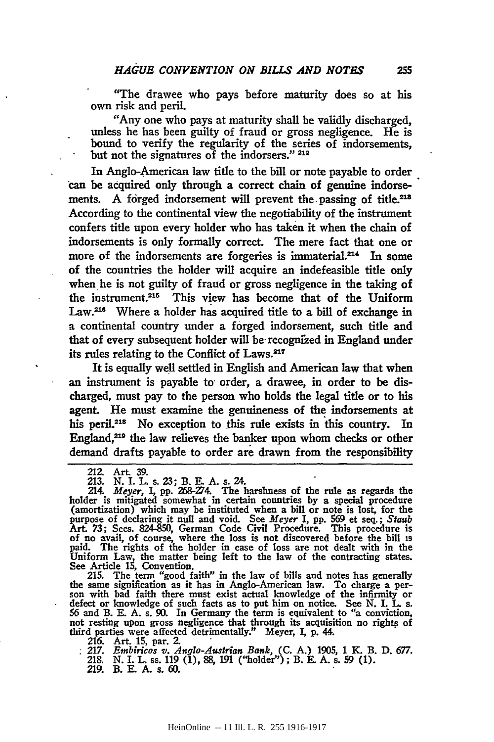"The drawee who pays before maturity does so at his own risk and peril.

"Any one who pays at maturity shall be validly discharged, unless he has been guilty of fraud or gross negligence. He is bound to verify the regularity of the series of indorsements, but not the signatures of the indorsers." [212]

In Anglo-American law title to the bill or note payable to order can be acquired only through a correct chain of genuine indorsements. A forged indorsement will prevent the passing of title.[213] According to the continental view the negotiability of the instrument confers title upon every holder who has taken it when the chain of indorsements is only formally correct. The mere fact that one or more of the indorsements are forgeries is immaterial.[214] In some of the countries the holder will acquire an indefeasible title only when he is not guilty of fraud or gross negligence in the taking of the instrument.[215] This view has become that of the Uniform Law.[216] Where a holder has acquired title to a bill of exchange in a continental country under a forged indorsement, such title and that of every subsequent holder will be recognized in England under its rules relating to the Conflict of Laws.[217]

It is equally well settled in English and American law that when an instrument is payable to order, a drawee, in order to be discharged, must pay to the person who holds the legal title or to his agent. He must examine the genuineness of the indorsements at his peril.[218] No exception to this rule exists in this country. In England,[219] the law relieves the banker upon whom checks or other demand drafts payable to order are drawn from the responsibility

---

212. Art. 39.

213. N. I. L. s. 23; B. E. A. s. 24.

214. *Meyer,* I, pp. 268-274. The harshness of the rule as regards the holder is mitigated somewhat in certain countries by a special procedure (amortization) which may be instituted when a bill or note is lost, for the purpose of declaring it null and void. See *Meyer* I, pp. 569 et seq.; *Staub* Art. 73; Secs. 824-850, German Code Civil Procedure. This procedure is of no avail, of course, where the loss is not discovered before the bill is paid. The rights of the holder in case of loss are not dealt with in the Uniform Law, the matter being left to the law of the contracting states. See Article 15, Convention.

215. The term "good faith" in the law of bills and notes has generally the same signification as it has in Anglo-American law. To charge a person with bad faith there must exist actual knowledge of the infirmity or defect or knowledge of such facts as to put him on notice. See N. I. L. s. 56 and B. E. A. s. 90. In Germany the term is equivalent to "a conviction, not resting upon gross negligence that through its acquisition no rights of third parties were affected detrimentally." Meyer, I, p. 44.

216. Art. 15, par. 2.

217. *Embiricos v. Anglo-Austrian Bank,* (C. A.) 1905, 1 K. B. D. 677.

218. N. I. L. ss. 119 (1), 88, 191 ("holder"); B. E. A. s. 59 (1).

219. B. E. A. s. 60.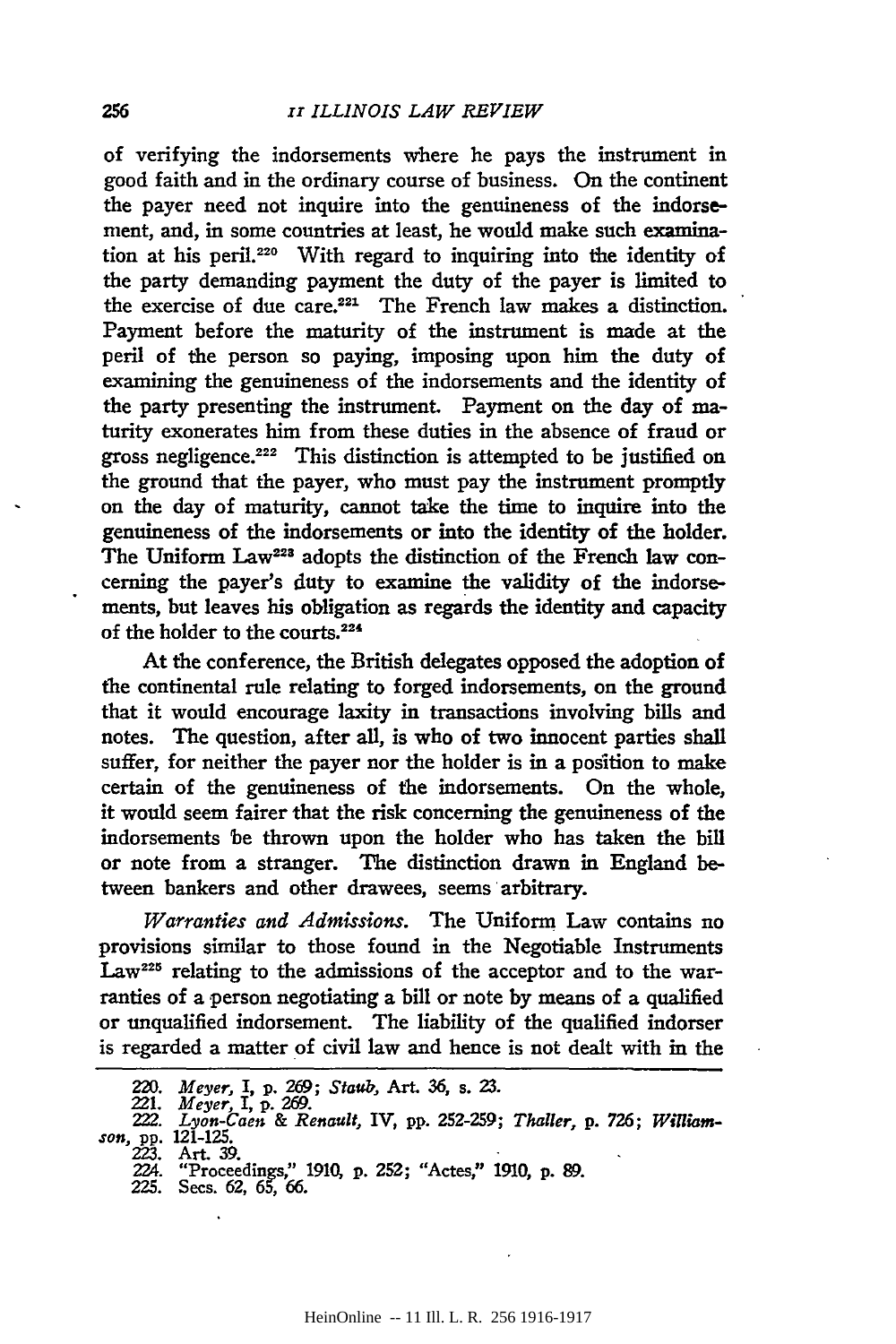of verifying the indorsements where he pays the instrument in good faith and in the ordinary course of business. On the continent the payer need not inquire into the genuineness of the indorsement, and, in some countries at least, he would make such examination at his peril.[220] With regard to inquiring into the identity of the party demanding payment the duty of the payer is limited to the exercise of due care.[221] The French law makes a distinction. Payment before the maturity of the instrument is made at the peril of the person so paying, imposing upon him the duty of examining the genuineness of the indorsements and the identity of the party presenting the instrument. Payment on the day of maturity exonerates him from these duties in the absence of fraud or gross negligence.[222] This distinction is attempted to be justified on the ground that the payer, who must pay the instrument promptly on the day of maturity, cannot take the time to inquire into the genuineness of the indorsements or into the identity of the holder. The Uniform Law[223] adopts the distinction of the French law concerning the payer's duty to examine the validity of the indorsements, but leaves his obligation as regards the identity and capacity of the holder to the courts.[224]

At the conference, the British delegates opposed the adoption of the continental rule relating to forged indorsements, on the ground that it would encourage laxity in transactions involving bills and notes. The question, after all, is who of two innocent parties shall suffer, for neither the payer nor the holder is in a position to make certain of the genuineness of the indorsements. On the whole, it would seem fairer that the risk concerning the genuineness of the indorsements be thrown upon the holder who has taken the bill or note from a stranger. The distinction drawn in England between bankers and other drawees, seems arbitrary.

*Warranties and Admissions.* The Uniform Law contains no provisions similar to those found in the Negotiable Instruments Law[225] relating to the admissions of the acceptor and to the warranties of a person negotiating a bill or note by means of a qualified or unqualified indorsement. The liability of the qualified indorser is regarded a matter of civil law and hence is not dealt with in the

---

220. *Meyer*, I, p. 269; *Staub*, Art. 36, s. 23.
221. *Meyer*, I, p. 269.
222. *Lyon-Caen & Renault*, IV, pp. 252-259; *Thaller*, p. 726; *Williamson*, pp. 121-125.
223. Art. 39.
224. "Proceedings," 1910, p. 252; "Actes," 1910, p. 89.
225. Secs. 62, 65, 66.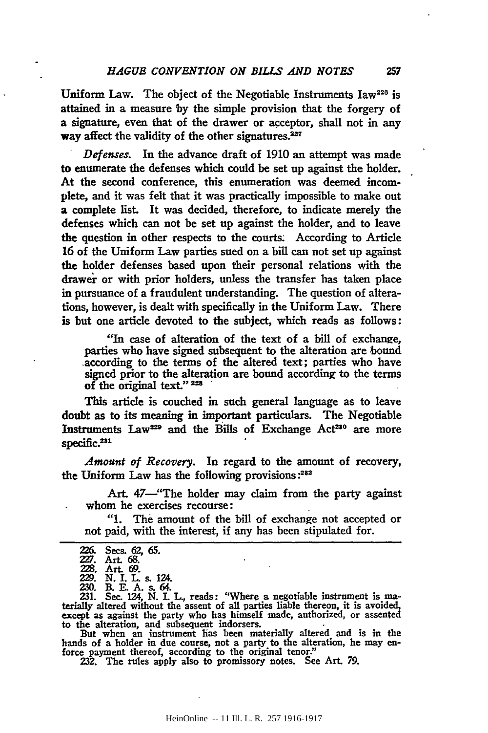Uniform Law. The object of the Negotiable Instruments law[226] is attained in a measure by the simple provision that the forgery of a signature, even that of the drawer or acceptor, shall not in any way affect the validity of the other signatures.[227]

*Defenses.* In the advance draft of 1910 an attempt was made to enumerate the defenses which could be set up against the holder. At the second conference, this enumeration was deemed incomplete, and it was felt that it was practically impossible to make out a complete list. It was decided, therefore, to indicate merely the defenses which can not be set up against the holder, and to leave the question in other respects to the courts. According to Article 16 of the Uniform Law parties sued on a bill can not set up against the holder defenses based upon their personal relations with the drawer or with prior holders, unless the transfer has taken place in pursuance of a fraudulent understanding. The question of alterations, however, is dealt with specifically in the Uniform Law. There is but one article devoted to the subject, which reads as follows:

> "In case of alteration of the text of a bill of exchange, parties who have signed subsequent to the alteration are bound according to the terms of the altered text; parties who have signed prior to the alteration are bound according to the terms of the original text."[228]

This article is couched in such general language as to leave doubt as to its meaning in important particulars. The Negotiable Instruments Law[229] and the Bills of Exchange Act[230] are more specific.[231]

*Amount of Recovery.* In regard to the amount of recovery, the Uniform Law has the following provisions:[232]

> Art. 47—"The holder may claim from the party against whom he exercises recourse:
>
> "1. The amount of the bill of exchange not accepted or not paid, with the interest, if any has been stipulated for.

---

226. Secs. 62, 65.

227. Art. 68.

228. Art. 69.

229. N. I. L. s. 124.

230. B. E. A. s. 64.

231. Sec. 124, N. I. L., reads: "Where a negotiable instrument is materially altered without the assent of all parties liable thereon, it is avoided, except as against the party who has himself made, authorized, or assented to the alteration, and subsequent indorsers.

But when an instrument has been materially altered and is in the hands of a holder in due course, not a party to the alteration, he may enforce payment thereof, according to the original tenor."

232. The rules apply also to promissory notes. See Art. 79.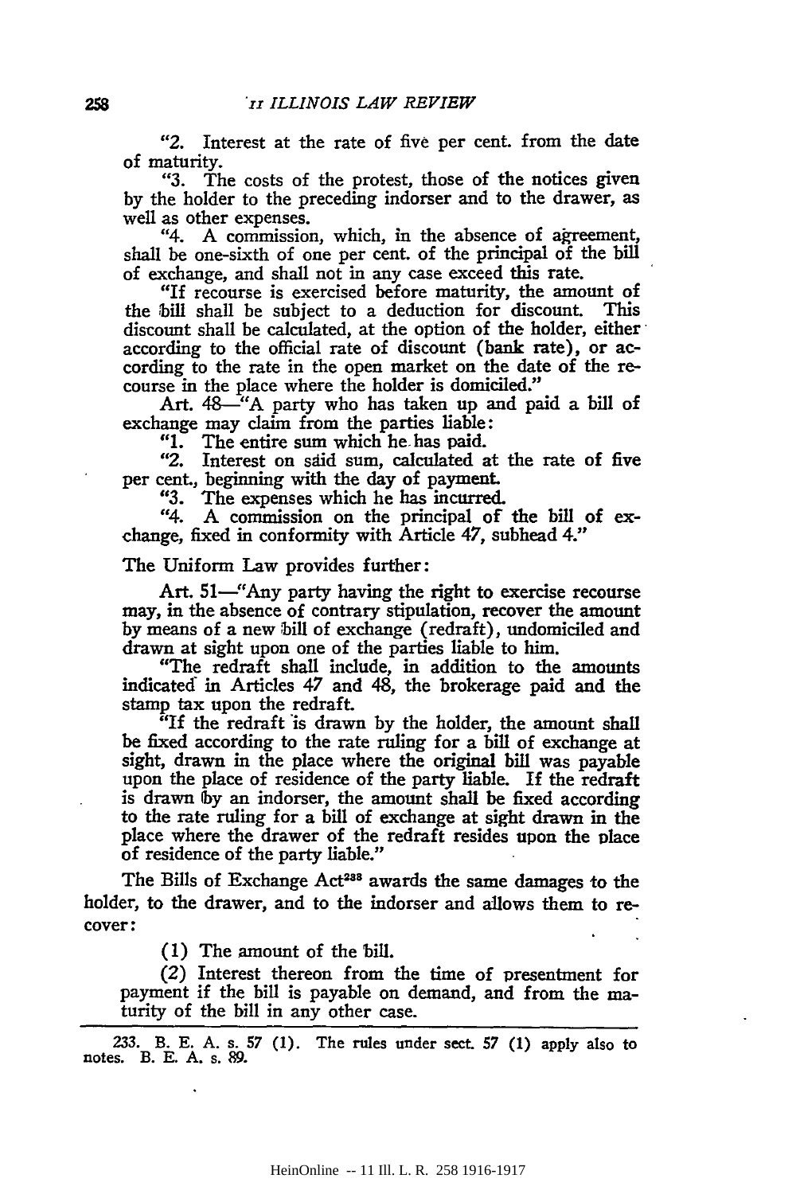"2. Interest at the rate of five per cent. from the date of maturity.

"3. The costs of the protest, those of the notices given by the holder to the preceding indorser and to the drawer, as well as other expenses.

"4. A commission, which, in the absence of agreement, shall be one-sixth of one per cent. of the principal of the bill of exchange, and shall not in any case exceed this rate.

"If recourse is exercised before maturity, the amount of the bill shall be subject to a deduction for discount. This discount shall be calculated, at the option of the holder, either according to the official rate of discount (bank rate), or according to the rate in the open market on the date of the recourse in the place where the holder is domiciled."

Art. 48—"A party who has taken up and paid a bill of exchange may claim from the parties liable:

"1. The entire sum which he has paid.

"2. Interest on said sum, calculated at the rate of five per cent., beginning with the day of payment.

"3. The expenses which he has incurred.

"4. A commission on the principal of the bill of exchange, fixed in conformity with Article 47, subhead 4."

The Uniform Law provides further:

Art. 51—"Any party having the right to exercise recourse may, in the absence of contrary stipulation, recover the amount by means of a new bill of exchange (redraft), undomiciled and drawn at sight upon one of the parties liable to him.

"The redraft shall include, in addition to the amounts indicated in Articles 47 and 48, the brokerage paid and the stamp tax upon the redraft.

"If the redraft is drawn by the holder, the amount shall be fixed according to the rate ruling for a bill of exchange at sight, drawn in the place where the original bill was payable upon the place of residence of the party liable. If the redraft is drawn by an indorser, the amount shall be fixed according to the rate ruling for a bill of exchange at sight drawn in the place where the drawer of the redraft resides upon the place of residence of the party liable."

The Bills of Exchange Act[233] awards the same damages to the holder, to the drawer, and to the indorser and allows them to recover:

(1) The amount of the bill.

(2) Interest thereon from the time of presentment for payment if the bill is payable on demand, and from the maturity of the bill in any other case.

---

233. B. E. A. s. 57 (1). The rules under sect. 57 (1) apply also to notes. B. E. A. s. 89.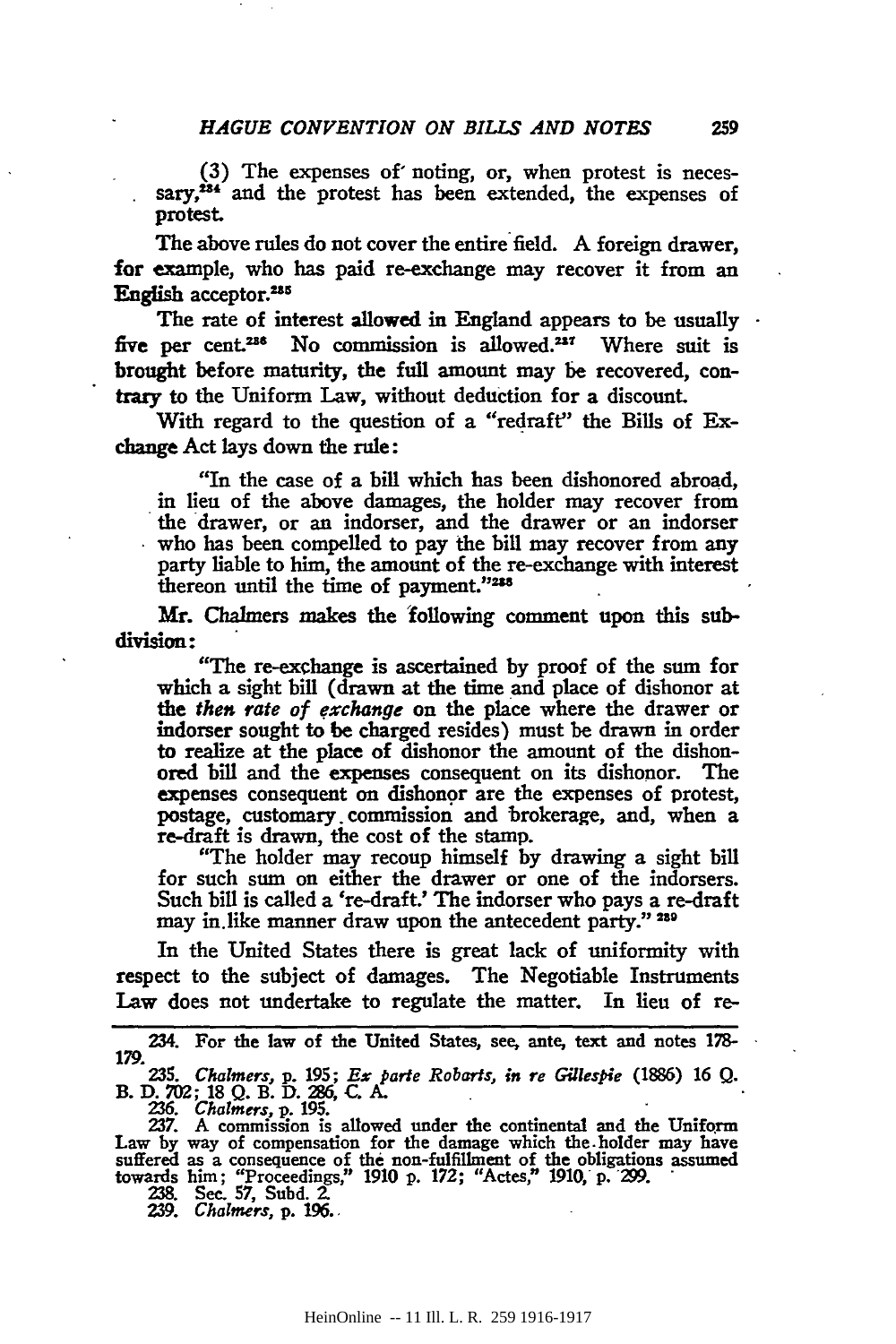(3) The expenses of noting, or, when protest is necessary,[234] and the protest has been extended, the expenses of protest.

The above rules do not cover the entire field. A foreign drawer, for example, who has paid re-exchange may recover it from an English acceptor.[235]

The rate of interest allowed in England appears to be usually five per cent.[236] No commission is allowed.[237] Where suit is brought before maturity, the full amount may be recovered, contrary to the Uniform Law, without deduction for a discount.

With regard to the question of a "redraft" the Bills of Exchange Act lays down the rule:

> "In the case of a bill which has been dishonored abroad, in lieu of the above damages, the holder may recover from the drawer, or an indorser, and the drawer or an indorser who has been compelled to pay the bill may recover from any party liable to him, the amount of the re-exchange with interest thereon until the time of payment."[238]

Mr. Chalmers makes the following comment upon this subdivision:

> "The re-exchange is ascertained by proof of the sum for which a sight bill (drawn at the time and place of dishonor at the *then rate of exchange* on the place where the drawer or indorser sought to be charged resides) must be drawn in order to realize at the place of dishonor the amount of the dishonored bill and the expenses consequent on its dishonor. The expenses consequent on dishonor are the expenses of protest, postage, customary commission and brokerage, and, when a re-draft is drawn, the cost of the stamp.
>
> "The holder may recoup himself by drawing a sight bill for such sum on either the drawer or one of the indorsers. Such bill is called a 're-draft.' The indorser who pays a re-draft may in like manner draw upon the antecedent party."[239]

In the United States there is great lack of uniformity with respect to the subject of damages. The Negotiable Instruments Law does not undertake to regulate the matter. In lieu of re-

---

234. For the law of the United States, see, ante, text and notes 178-179.

235. *Chalmers*, p. 195; *Ex parte Robarts, in re Gillespie* (1886) 16 Q. B. D. 702; 18 Q. B. D. 286, C. A.

236. *Chalmers*, p. 195.

237. A commission is allowed under the continental and the Uniform Law by way of compensation for the damage which the holder may have suffered as a consequence of the non-fulfillment of the obligations assumed towards him; "Proceedings," 1910 p. 172; "Actes," 1910, p. 299.

238. Sec. 57, Subd. 2.

239. *Chalmers*, p. 196.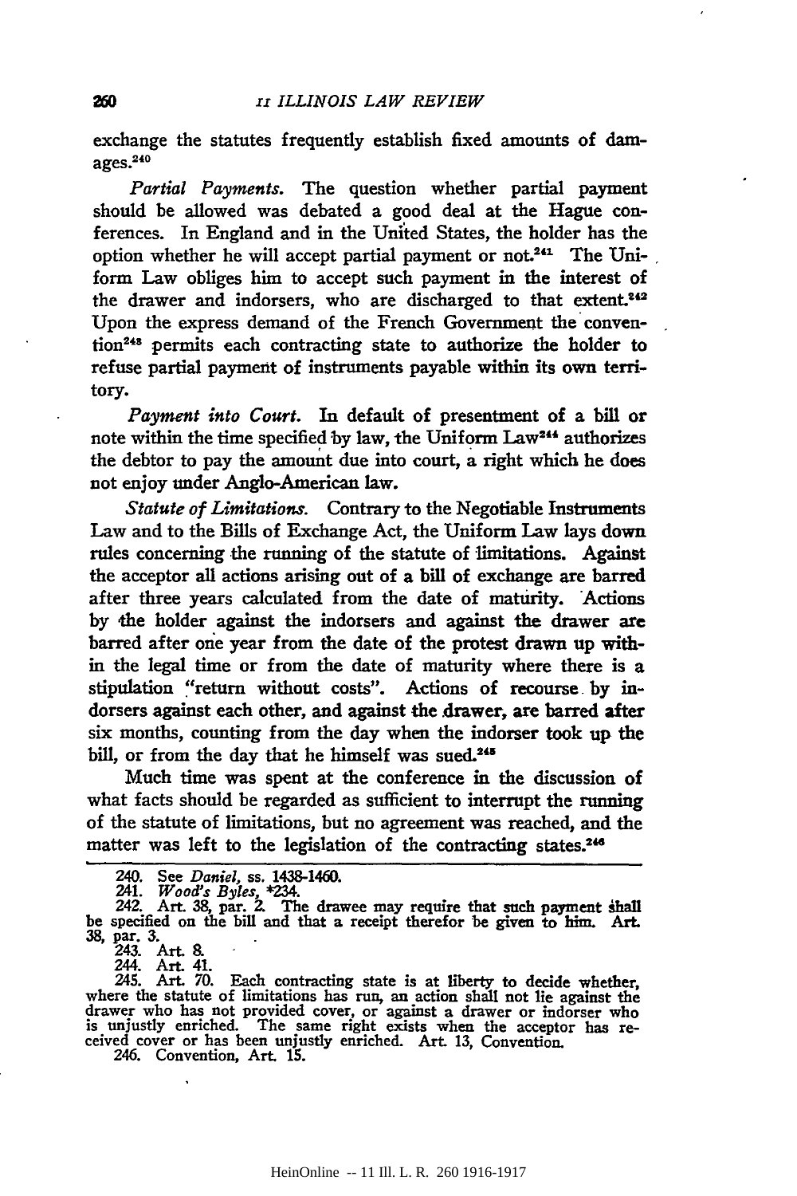exchange the statutes frequently establish fixed amounts of damages.[240]

*Partial Payments.* The question whether partial payment should be allowed was debated a good deal at the Hague conferences. In England and in the United States, the holder has the option whether he will accept partial payment or not.[241] The Uniform Law obliges him to accept such payment in the interest of the drawer and indorsers, who are discharged to that extent.[242] Upon the express demand of the French Government the convention[243] permits each contracting state to authorize the holder to refuse partial payment of instruments payable within its own territory.

*Payment into Court.* In default of presentment of a bill or note within the time specified by law, the Uniform Law[244] authorizes the debtor to pay the amount due into court, a right which he does not enjoy under Anglo-American law.

*Statute of Limitations.* Contrary to the Negotiable Instruments Law and to the Bills of Exchange Act, the Uniform Law lays down rules concerning the running of the statute of limitations. Against the acceptor all actions arising out of a bill of exchange are barred after three years calculated from the date of maturity. Actions by the holder against the indorsers and against the drawer are barred after one year from the date of the protest drawn up within the legal time or from the date of maturity where there is a stipulation "return without costs". Actions of recourse by indorsers against each other, and against the drawer, are barred after six months, counting from the day when the indorser took up the bill, or from the day that he himself was sued.[245]

Much time was spent at the conference in the discussion of what facts should be regarded as sufficient to interrupt the running of the statute of limitations, but no agreement was reached, and the matter was left to the legislation of the contracting states.[246]

---

240. See *Daniel*, ss. 1438-1460.

241. *Wood's Byles*, *234.

242. Art. 38, par. 2. The drawee may require that such payment shall be specified on the bill and that a receipt therefor be given to him. Art. 38, par. 3.

243. Art. 8.

244. Art. 41.

245. Art. 70. Each contracting state is at liberty to decide whether, where the statute of limitations has run, an action shall not lie against the drawer who has not provided cover, or against a drawer or indorser who is unjustly enriched. The same right exists when the acceptor has received cover or has been unjustly enriched. Art. 13, Convention.

246. Convention, Art. 15.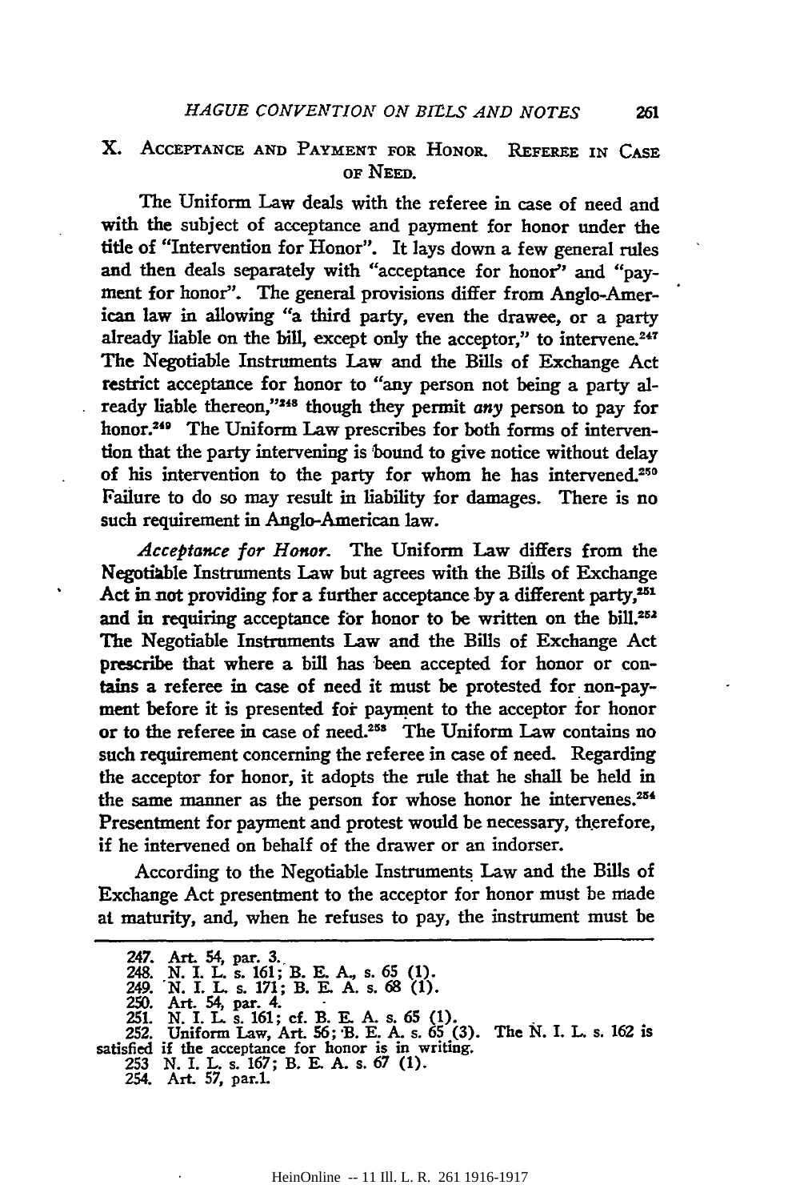## X. Acceptance and Payment for Honor. Referee in Case of Need.

The Uniform Law deals with the referee in case of need and with the subject of acceptance and payment for honor under the title of "Intervention for Honor". It lays down a few general rules and then deals separately with "acceptance for honor" and "payment for honor". The general provisions differ from Anglo-American law in allowing "a third party, even the drawee, or a party already liable on the bill, except only the acceptor," to intervene.[247] The Negotiable Instruments Law and the Bills of Exchange Act restrict acceptance for honor to "any person not being a party already liable thereon,"[248] though they permit *any* person to pay for honor.[249] The Uniform Law prescribes for both forms of intervention that the party intervening is bound to give notice without delay of his intervention to the party for whom he has intervened.[250] Failure to do so may result in liability for damages. There is no such requirement in Anglo-American law.

*Acceptance for Honor.* The Uniform Law differs from the Negotiable Instruments Law but agrees with the Bills of Exchange Act in not providing for a further acceptance by a different party,[251] and in requiring acceptance for honor to be written on the bill.[252] The Negotiable Instruments Law and the Bills of Exchange Act prescribe that where a bill has been accepted for honor or contains a referee in case of need it must be protested for non-payment before it is presented for payment to the acceptor for honor or to the referee in case of need.[253] The Uniform Law contains no such requirement concerning the referee in case of need. Regarding the acceptor for honor, it adopts the rule that he shall be held in the same manner as the person for whose honor he intervenes.[254] Presentment for payment and protest would be necessary, therefore, if he intervened on behalf of the drawer or an indorser.

According to the Negotiable Instruments Law and the Bills of Exchange Act presentment to the acceptor for honor must be made at maturity, and, when he refuses to pay, the instrument must be

---

247. Art. 54, par. 3.
248. N. I. L. s. 161; B. E. A., s. 65 (1).
249. N. I. L. s. 171; B. E. A. s. 68 (1).
250. Art. 54, par. 4.
251. N. I. L. s. 161; cf. B. E. A. s. 65 (1).
252. Uniform Law, Art. 56; B. E. A. s. 65 (3). The N. I. L. s. 162 is satisfied if the acceptance for honor is in writing.
253. N. I. L. s. 167; B. E. A. s. 67 (1).
254. Art. 57, par.1.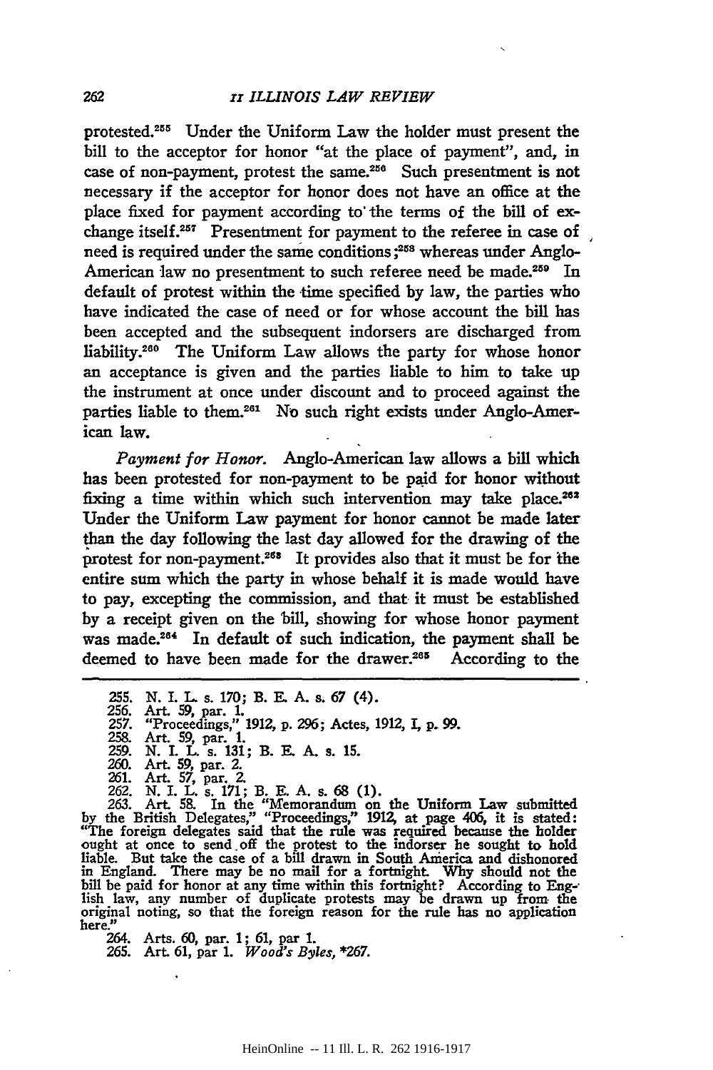protested.[255] Under the Uniform Law the holder must present the bill to the acceptor for honor "at the place of payment", and, in case of non-payment, protest the same.[256] Such presentment is not necessary if the acceptor for honor does not have an office at the place fixed for payment according to the terms of the bill of exchange itself.[257] Presentment for payment to the referee in case of need is required under the same conditions;[258] whereas under Anglo-American law no presentment to such referee need be made.[259] In default of protest within the time specified by law, the parties who have indicated the case of need or for whose account the bill has been accepted and the subsequent indorsers are discharged from liability.[260] The Uniform Law allows the party for whose honor an acceptance is given and the parties liable to him to take up the instrument at once under discount and to proceed against the parties liable to them.[261] No such right exists under Anglo-American law.

*Payment for Honor.* Anglo-American law allows a bill which has been protested for non-payment to be paid for honor without fixing a time within which such intervention may take place.[262] Under the Uniform Law payment for honor cannot be made later than the day following the last day allowed for the drawing of the protest for non-payment.[263] It provides also that it must be for the entire sum which the party in whose behalf it is made would have to pay, excepting the commission, and that it must be established by a receipt given on the bill, showing for whose honor payment was made.[264] In default of such indication, the payment shall be deemed to have been made for the drawer.[265] According to the

---

255. N. I. L. s. 170; B. E. A. s. 67 (4).
256. Art. 59, par. 1.
257. "Proceedings," 1912, p. 296; Actes, 1912, I, p. 99.
258. Art. 59, par. 1.
259. N. I. L. s. 131; B. E. A. s. 15.
260. Art. 59, par. 2.
261. Art. 57, par. 2.
262. N. I. L. s. 171; B. E. A. s. 68 (1).
263. Art. 58. In the "Memorandum on the Uniform Law submitted by the British Delegates," "Proceedings," 1912, at page 406, it is stated: "The foreign delegates said that the rule was required because the holder ought at once to send off the protest to the indorser he sought to hold liable. But take the case of a bill drawn in South America and dishonored in England. There may be no mail for a fortnight. Why should not the bill be paid for honor at any time within this fortnight? According to English law, any number of duplicate protests may be drawn up from the original noting, so that the foreign reason for the rule has no application here."
264. Arts. 60, par. 1; 61, par 1.
265. Art. 61, par 1. *Wood's Byles,* *267.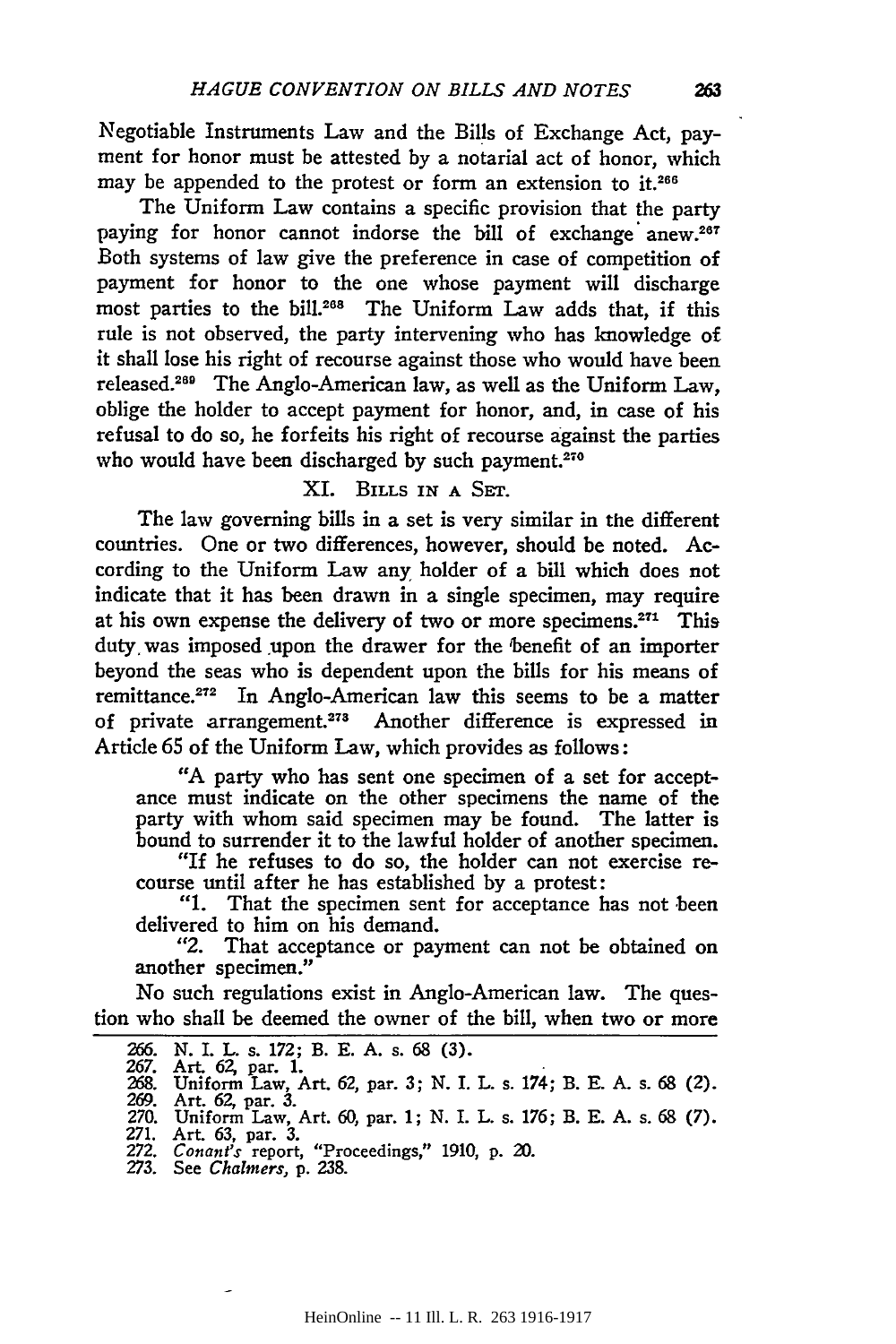Negotiable Instruments Law and the Bills of Exchange Act, payment for honor must be attested by a notarial act of honor, which may be appended to the protest or form an extension to it.[266]

The Uniform Law contains a specific provision that the party paying for honor cannot indorse the bill of exchange anew.[267] Both systems of law give the preference in case of competition of payment for honor to the one whose payment will discharge most parties to the bill.[268] The Uniform Law adds that, if this rule is not observed, the party intervening who has knowledge of it shall lose his right of recourse against those who would have been released.[269] The Anglo-American law, as well as the Uniform Law, oblige the holder to accept payment for honor, and, in case of his refusal to do so, he forfeits his right of recourse against the parties who would have been discharged by such payment.[270]

## XI. Bills in a Set.

The law governing bills in a set is very similar in the different countries. One or two differences, however, should be noted. According to the Uniform Law any holder of a bill which does not indicate that it has been drawn in a single specimen, may require at his own expense the delivery of two or more specimens.[271] This duty was imposed upon the drawer for the benefit of an importer beyond the seas who is dependent upon the bills for his means of remittance.[272] In Anglo-American law this seems to be a matter of private arrangement.[273] Another difference is expressed in Article 65 of the Uniform Law, which provides as follows:

> "A party who has sent one specimen of a set for acceptance must indicate on the other specimens the name of the party with whom said specimen may be found. The latter is bound to surrender it to the lawful holder of another specimen.
>
> "If he refuses to do so, the holder can not exercise recourse until after he has established by a protest:
>
> "1. That the specimen sent for acceptance has not been delivered to him on his demand.
>
> "2. That acceptance or payment can not be obtained on another specimen."

No such regulations exist in Anglo-American law. The question who shall be deemed the owner of the bill, when two or more

---

266. N. I. L. s. 172; B. E. A. s. 68 (3).
267. Art. 62, par. 1.
268. Uniform Law, Art. 62, par. 3; N. I. L. s. 174; B. E. A. s. 68 (2).
269. Art. 62, par. 3.
270. Uniform Law, Art. 60, par. 1; N. I. L. s. 176; B. E. A. s. 68 (7).
271. Art. 63, par. 3.
272. *Conant's* report, "Proceedings," 1910, p. 20.
273. See *Chalmers*, p. 238.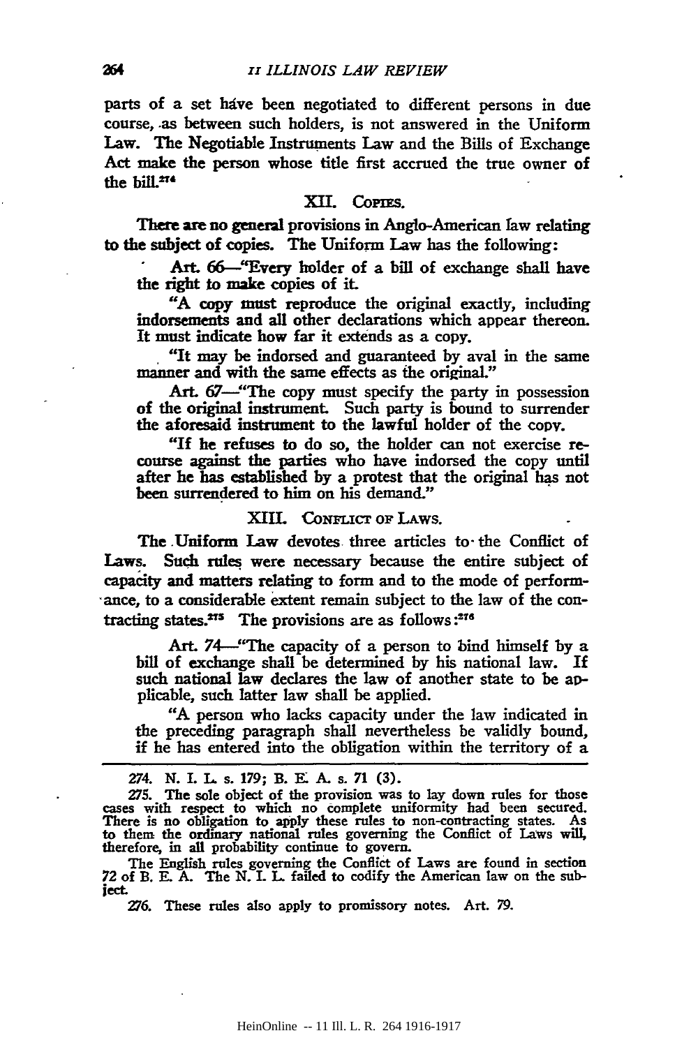parts of a set have been negotiated to different persons in due course, as between such holders, is not answered in the Uniform Law. The Negotiable Instruments Law and the Bills of Exchange Act make the person whose title first accrued the true owner of the bill.[274]

## XII. Copies.

There are no general provisions in Anglo-American law relating to the subject of copies. The Uniform Law has the following:

> Art. 66—"Every holder of a bill of exchange shall have the right to make copies of it.
>
> "A copy must reproduce the original exactly, including indorsements and all other declarations which appear thereon. It must indicate how far it extends as a copy.
>
> "It may be indorsed and guaranteed by aval in the same manner and with the same effects as the original."
>
> Art. 67—"The copy must specify the party in possession of the original instrument. Such party is bound to surrender the aforesaid instrument to the lawful holder of the copy.
>
> "If he refuses to do so, the holder can not exercise recourse against the parties who have indorsed the copy until after he has established by a protest that the original has not been surrendered to him on his demand."

## XIII. Conflict of Laws.

The Uniform Law devotes three articles to the Conflict of Laws. Such rules were necessary because the entire subject of capacity and matters relating to form and to the mode of performance, to a considerable extent remain subject to the law of the contracting states.[275] The provisions are as follows:[276]

> Art. 74—"The capacity of a person to bind himself by a bill of exchange shall be determined by his national law. If such national law declares the law of another state to be applicable, such latter law shall be applied.
>
> "A person who lacks capacity under the law indicated in the preceding paragraph shall nevertheless be validly bound, if he has entered into the obligation within the territory of a

---

274. N. I. L. s. 179; B. E. A. s. 71 (3).

275. The sole object of the provision was to lay down rules for those cases with respect to which no complete uniformity had been secured. There is no obligation to apply these rules to non-contracting states. As to them the ordinary national rules governing the Conflict of Laws will, therefore, in all probability continue to govern.

The English rules governing the Conflict of Laws are found in section 72 of B. E. A. The N. I. L. failed to codify the American law on the subject.

276. These rules also apply to promissory notes. Art. 79.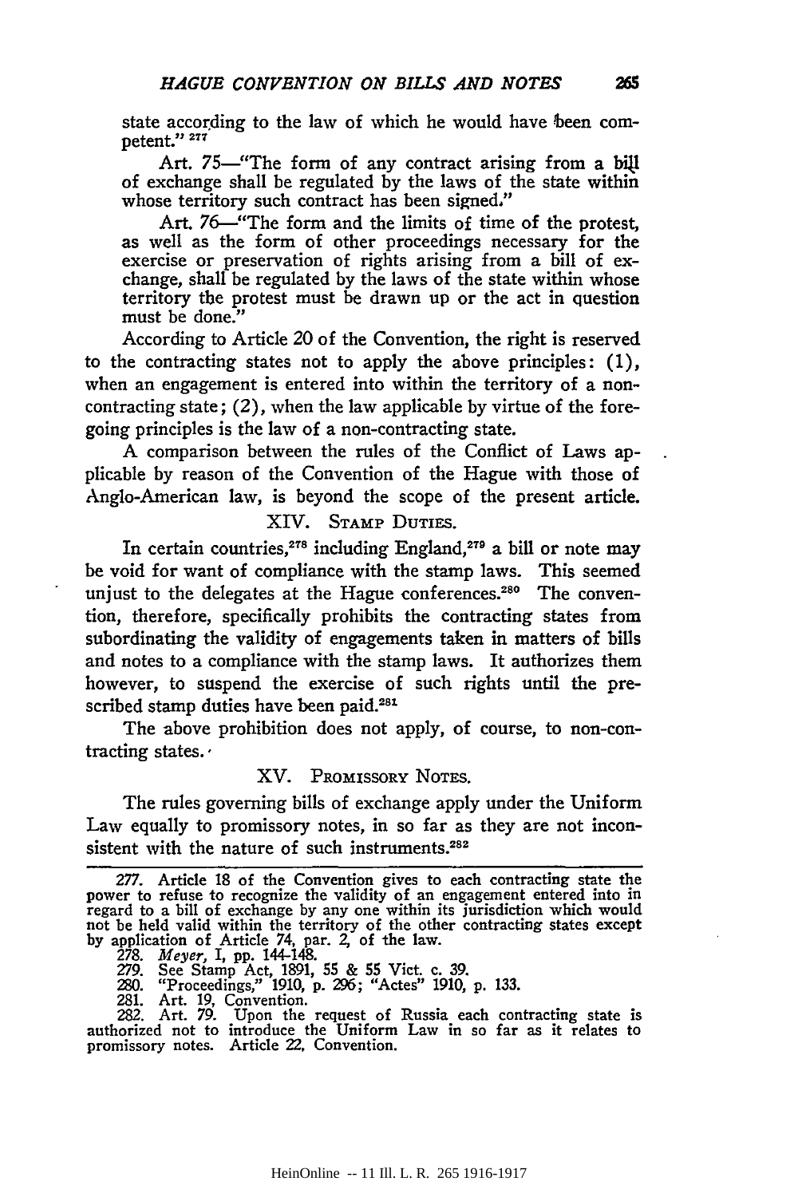state according to the law of which he would have been competent." [277]

Art. 75—"The form of any contract arising from a bill of exchange shall be regulated by the laws of the state within whose territory such contract has been signed."

Art. 76—"The form and the limits of time of the protest, as well as the form of other proceedings necessary for the exercise or preservation of rights arising from a bill of exchange, shall be regulated by the laws of the state within whose territory the protest must be drawn up or the act in question must be done."

According to Article 20 of the Convention, the right is reserved to the contracting states not to apply the above principles: (1), when an engagement is entered into within the territory of a non-contracting state; (2), when the law applicable by virtue of the foregoing principles is the law of a non-contracting state.

A comparison between the rules of the Conflict of Laws applicable by reason of the Convention of the Hague with those of Anglo-American law, is beyond the scope of the present article.

## XIV. Stamp Duties.

In certain countries,[278] including England,[279] a bill or note may be void for want of compliance with the stamp laws. This seemed unjust to the delegates at the Hague conferences.[280] The convention, therefore, specifically prohibits the contracting states from subordinating the validity of engagements taken in matters of bills and notes to a compliance with the stamp laws. It authorizes them however, to suspend the exercise of such rights until the prescribed stamp duties have been paid.[281]

The above prohibition does not apply, of course, to non-contracting states.

## XV. Promissory Notes.

The rules governing bills of exchange apply under the Uniform Law equally to promissory notes, in so far as they are not inconsistent with the nature of such instruments.[282]

---

277. Article 18 of the Convention gives to each contracting state the power to refuse to recognize the validity of an engagement entered into in regard to a bill of exchange by any one within its jurisdiction which would not be held valid within the territory of the other contracting states except by application of Article 74, par. 2, of the law.

278. *Meyer*, I, pp. 144-148.

279. See Stamp Act, 1891, 55 & 55 Vict. c. 39.

280. "Proceedings," 1910, p. 296; "Actes" 1910, p. 133.

281. Art. 19, Convention.

282. Art. 79. Upon the request of Russia each contracting state is authorized not to introduce the Uniform Law in so far as it relates to promissory notes. Article 22, Convention.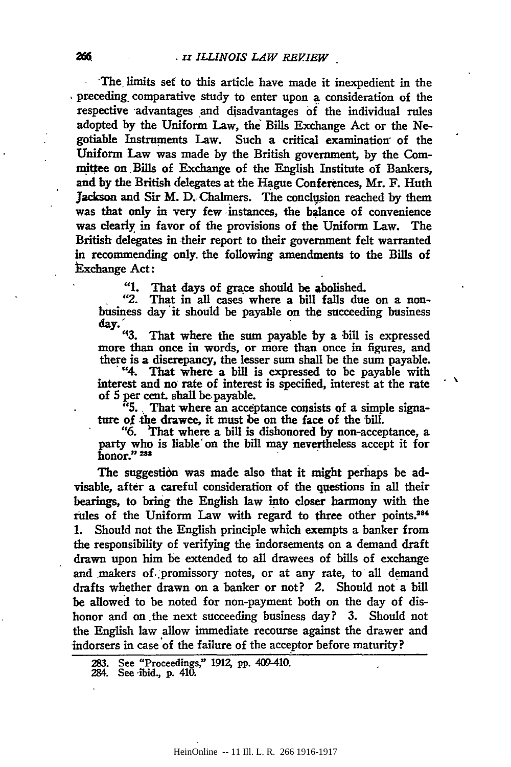The limits set to this article have made it inexpedient in the preceding comparative study to enter upon a consideration of the respective advantages and disadvantages of the individual rules adopted by the Uniform Law, the Bills Exchange Act or the Negotiable Instruments Law. Such a critical examination of the Uniform Law was made by the British government, by the Committee on Bills of Exchange of the English Institute of Bankers, and by the British delegates at the Hague Conferences, Mr. F. Huth Jackson and Sir M. D. Chalmers. The conclusion reached by them was that only in very few instances, the balance of convenience was clearly in favor of the provisions of the Uniform Law. The British delegates in their report to their government felt warranted in recommending only the following amendments to the Bills of Exchange Act:

> "1. That days of grace should be abolished.
>
> "2. That in all cases where a bill falls due on a non-business day it should be payable on the succeeding business day.
>
> "3. That where the sum payable by a bill is expressed more than once in words, or more than once in figures, and there is a discrepancy, the lesser sum shall be the sum payable.
>
> "4. That where a bill is expressed to be payable with interest and no rate of interest is specified, interest at the rate of 5 per cent. shall be payable.
>
> "5. That where an acceptance consists of a simple signature of the drawee, it must be on the face of the bill.
>
> "6. That where a bill is dishonored by non-acceptance, a party who is liable on the bill may nevertheless accept it for honor." [283]

The suggestion was made also that it might perhaps be advisable, after a careful consideration of the questions in all their bearings, to bring the English law into closer harmony with the rules of the Uniform Law with regard to three other points.[284] 1. Should not the English principle which exempts a banker from the responsibility of verifying the indorsements on a demand draft drawn upon him be extended to all drawees of bills of exchange and makers of promissory notes, or at any rate, to all demand drafts whether drawn on a banker or not? 2. Should not a bill be allowed to be noted for non-payment both on the day of dishonor and on the next succeeding business day? 3. Should not the English law allow immediate recourse against the drawer and indorsers in case of the failure of the acceptor before maturity?

---

283. See "Proceedings," 1912, pp. 409-410.
284. See ibid., p. 410.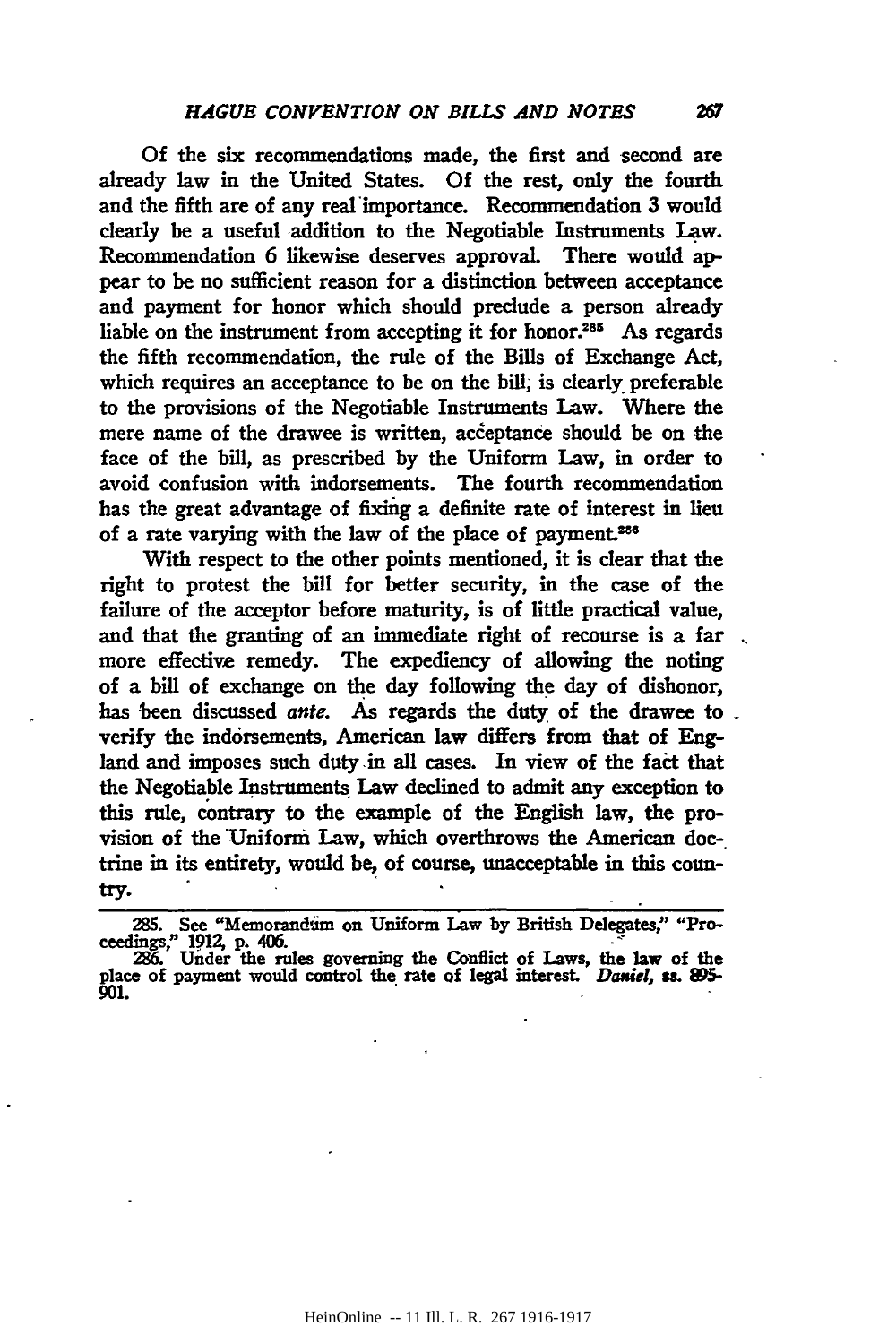Of the six recommendations made, the first and second are already law in the United States. Of the rest, only the fourth and the fifth are of any real importance. Recommendation 3 would clearly be a useful addition to the Negotiable Instruments Law. Recommendation 6 likewise deserves approval. There would appear to be no sufficient reason for a distinction between acceptance and payment for honor which should preclude a person already liable on the instrument from accepting it for honor.[285] As regards the fifth recommendation, the rule of the Bills of Exchange Act, which requires an acceptance to be on the bill, is clearly preferable to the provisions of the Negotiable Instruments Law. Where the mere name of the drawee is written, acceptance should be on the face of the bill, as prescribed by the Uniform Law, in order to avoid confusion with indorsements. The fourth recommendation has the great advantage of fixing a definite rate of interest in lieu of a rate varying with the law of the place of payment.[286]

With respect to the other points mentioned, it is clear that the right to protest the bill for better security, in the case of the failure of the acceptor before maturity, is of little practical value, and that the granting of an immediate right of recourse is a far more effective remedy. The expediency of allowing the noting of a bill of exchange on the day following the day of dishonor, has been discussed *ante*. As regards the duty of the drawee to verify the indorsements, American law differs from that of England and imposes such duty in all cases. In view of the fact that the Negotiable Instruments Law declined to admit any exception to this rule, contrary to the example of the English law, the provision of the Uniform Law, which overthrows the American doctrine in its entirety, would be, of course, unacceptable in this country.

---

285. See "Memorandum on Uniform Law by British Delegates," "Proceedings," 1912, p. 406.

286. Under the rules governing the Conflict of Laws, the law of the place of payment would control the rate of legal interest. *Daniel*, ss. 895-901.